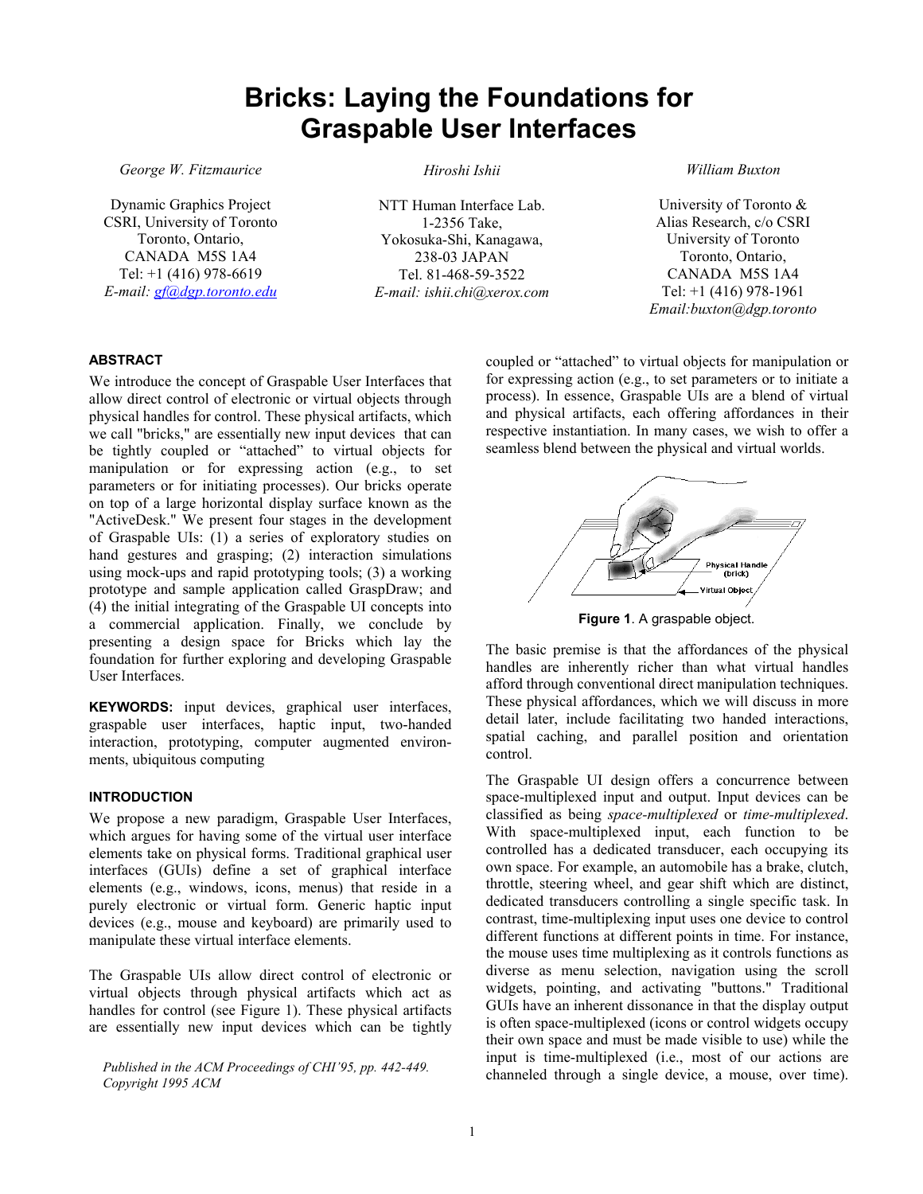# Bricks: Laying the Foundations for Graspable User Interfaces

*George W. Fitzmaurice*

Dynamic Graphics Project
CSRI, University of Toronto
Toronto, Ontario,
CANADA M5S 1A4
Tel: +1 (416) 978-6619
*E-mail: gf@dgp.toronto.edu*

*Hiroshi Ishii*

NTT Human Interface Lab.
1-2356 Take,
Yokosuka-Shi, Kanagawa,
238-03 JAPAN
Tel. 81-468-59-3522
*E-mail: ishii.chi@xerox.com*

*William Buxton*

University of Toronto &
Alias Research, c/o CSRI
University of Toronto
Toronto, Ontario,
CANADA M5S 1A4
Tel: +1 (416) 978-1961
*Email:buxton@dgp.toronto*

## ABSTRACT

We introduce the concept of Graspable User Interfaces that allow direct control of electronic or virtual objects through physical handles for control. These physical artifacts, which we call "bricks," are essentially new input devices that can be tightly coupled or "attached" to virtual objects for manipulation or for expressing action (e.g., to set parameters or for initiating processes). Our bricks operate on top of a large horizontal display surface known as the "ActiveDesk." We present four stages in the development of Graspable UIs: (1) a series of exploratory studies on hand gestures and grasping; (2) interaction simulations using mock-ups and rapid prototyping tools; (3) a working prototype and sample application called GraspDraw; and (4) the initial integrating of the Graspable UI concepts into a commercial application. Finally, we conclude by presenting a design space for Bricks which lay the foundation for further exploring and developing Graspable User Interfaces.

**KEYWORDS:** input devices, graphical user interfaces, graspable user interfaces, haptic input, two-handed interaction, prototyping, computer augmented environments, ubiquitous computing

## INTRODUCTION

We propose a new paradigm, Graspable User Interfaces, which argues for having some of the virtual user interface elements take on physical forms. Traditional graphical user interfaces (GUIs) define a set of graphical interface elements (e.g., windows, icons, menus) that reside in a purely electronic or virtual form. Generic haptic input devices (e.g., mouse and keyboard) are primarily used to manipulate these virtual interface elements.

The Graspable UIs allow direct control of electronic or virtual objects through physical artifacts which act as handles for control (see Figure 1). These physical artifacts are essentially new input devices which can be tightly coupled or "attached" to virtual objects for manipulation or for expressing action (e.g., to set parameters or to initiate a process). In essence, Graspable UIs are a blend of virtual and physical artifacts, each offering affordances in their respective instantiation. In many cases, we wish to offer a seamless blend between the physical and virtual worlds.

Physical Handle (brick)

Virtual Object

**Figure 1**. A graspable object.

The basic premise is that the affordances of the physical handles are inherently richer than what virtual handles afford through conventional direct manipulation techniques. These physical affordances, which we will discuss in more detail later, include facilitating two handed interactions, spatial caching, and parallel position and orientation control.

The Graspable UI design offers a concurrence between space-multiplexed input and output. Input devices can be classified as being *space-multiplexed* or *time-multiplexed*. With space-multiplexed input, each function to be controlled has a dedicated transducer, each occupying its own space. For example, an automobile has a brake, clutch, throttle, steering wheel, and gear shift which are distinct, dedicated transducers controlling a single specific task. In contrast, time-multiplexing input uses one device to control different functions at different points in time. For instance, the mouse uses time multiplexing as it controls functions as diverse as menu selection, navigation using the scroll widgets, pointing, and activating "buttons." Traditional GUIs have an inherent dissonance in that the display output is often space-multiplexed (icons or control widgets occupy their own space and must be made visible to use) while the input is time-multiplexed (i.e., most of our actions are channeled through a single device, a mouse, over time).

*Published in the ACM Proceedings of CHI'95, pp. 442-449. Copyright 1995 ACM*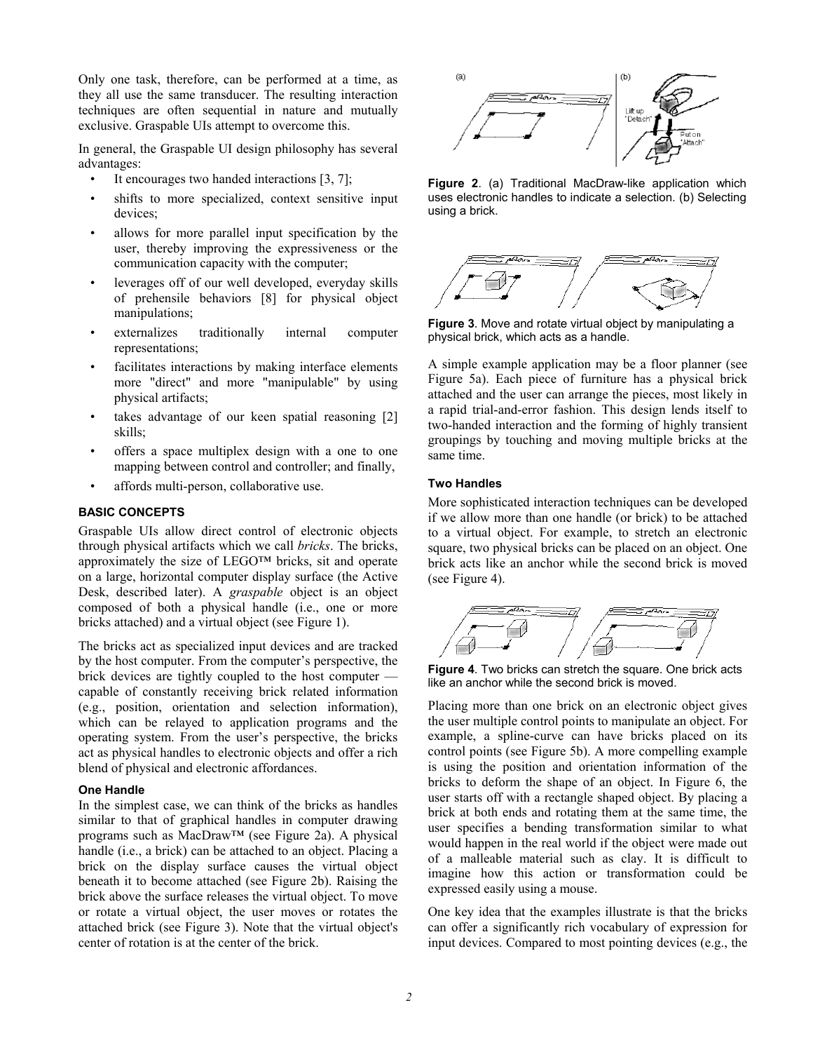Only one task, therefore, can be performed at a time, as they all use the same transducer. The resulting interaction techniques are often sequential in nature and mutually exclusive. Graspable UIs attempt to overcome this.

In general, the Graspable UI design philosophy has several advantages:

- It encourages two handed interactions [3, 7];
- shifts to more specialized, context sensitive input devices;
- allows for more parallel input specification by the user, thereby improving the expressiveness or the communication capacity with the computer;
- leverages off of our well developed, everyday skills of prehensile behaviors [8] for physical object manipulations;
- externalizes traditionally internal computer representations;
- facilitates interactions by making interface elements more "direct" and more "manipulable" by using physical artifacts;
- takes advantage of our keen spatial reasoning [2] skills;
- offers a space multiplex design with a one to one mapping between control and controller; and finally,
- affords multi-person, collaborative use.

### BASIC CONCEPTS

Graspable UIs allow direct control of electronic objects through physical artifacts which we call *bricks*. The bricks, approximately the size of LEGO™ bricks, sit and operate on a large, horizontal computer display surface (the Active Desk, described later). A *graspable* object is an object composed of both a physical handle (i.e., one or more bricks attached) and a virtual object (see Figure 1).

The bricks act as specialized input devices and are tracked by the host computer. From the computer's perspective, the brick devices are tightly coupled to the host computer — capable of constantly receiving brick related information (e.g., position, orientation and selection information), which can be relayed to application programs and the operating system. From the user's perspective, the bricks act as physical handles to electronic objects and offer a rich blend of physical and electronic affordances.

#### One Handle

In the simplest case, we can think of the bricks as handles similar to that of graphical handles in computer drawing programs such as MacDraw™ (see Figure 2a). A physical handle (i.e., a brick) can be attached to an object. Placing a brick on the display surface causes the virtual object beneath it to become attached (see Figure 2b). Raising the brick above the surface releases the virtual object. To move or rotate a virtual object, the user moves or rotates the attached brick (see Figure 3). Note that the virtual object's center of rotation is at the center of the brick.

**Figure 2**. (a) Traditional MacDraw-like application which uses electronic handles to indicate a selection. (b) Selecting using a brick.

**Figure 3**. Move and rotate virtual object by manipulating a physical brick, which acts as a handle.

A simple example application may be a floor planner (see Figure 5a). Each piece of furniture has a physical brick attached and the user can arrange the pieces, most likely in a rapid trial-and-error fashion. This design lends itself to two-handed interaction and the forming of highly transient groupings by touching and moving multiple bricks at the same time.

#### Two Handles

More sophisticated interaction techniques can be developed if we allow more than one handle (or brick) to be attached to a virtual object. For example, to stretch an electronic square, two physical bricks can be placed on an object. One brick acts like an anchor while the second brick is moved (see Figure 4).

**Figure 4**. Two bricks can stretch the square. One brick acts like an anchor while the second brick is moved.

Placing more than one brick on an electronic object gives the user multiple control points to manipulate an object. For example, a spline-curve can have bricks placed on its control points (see Figure 5b). A more compelling example is using the position and orientation information of the bricks to deform the shape of an object. In Figure 6, the user starts off with a rectangle shaped object. By placing a brick at both ends and rotating them at the same time, the user specifies a bending transformation similar to what would happen in the real world if the object were made out of a malleable material such as clay. It is difficult to imagine how this action or transformation could be expressed easily using a mouse.

One key idea that the examples illustrate is that the bricks can offer a significantly rich vocabulary of expression for input devices. Compared to most pointing devices (e.g., the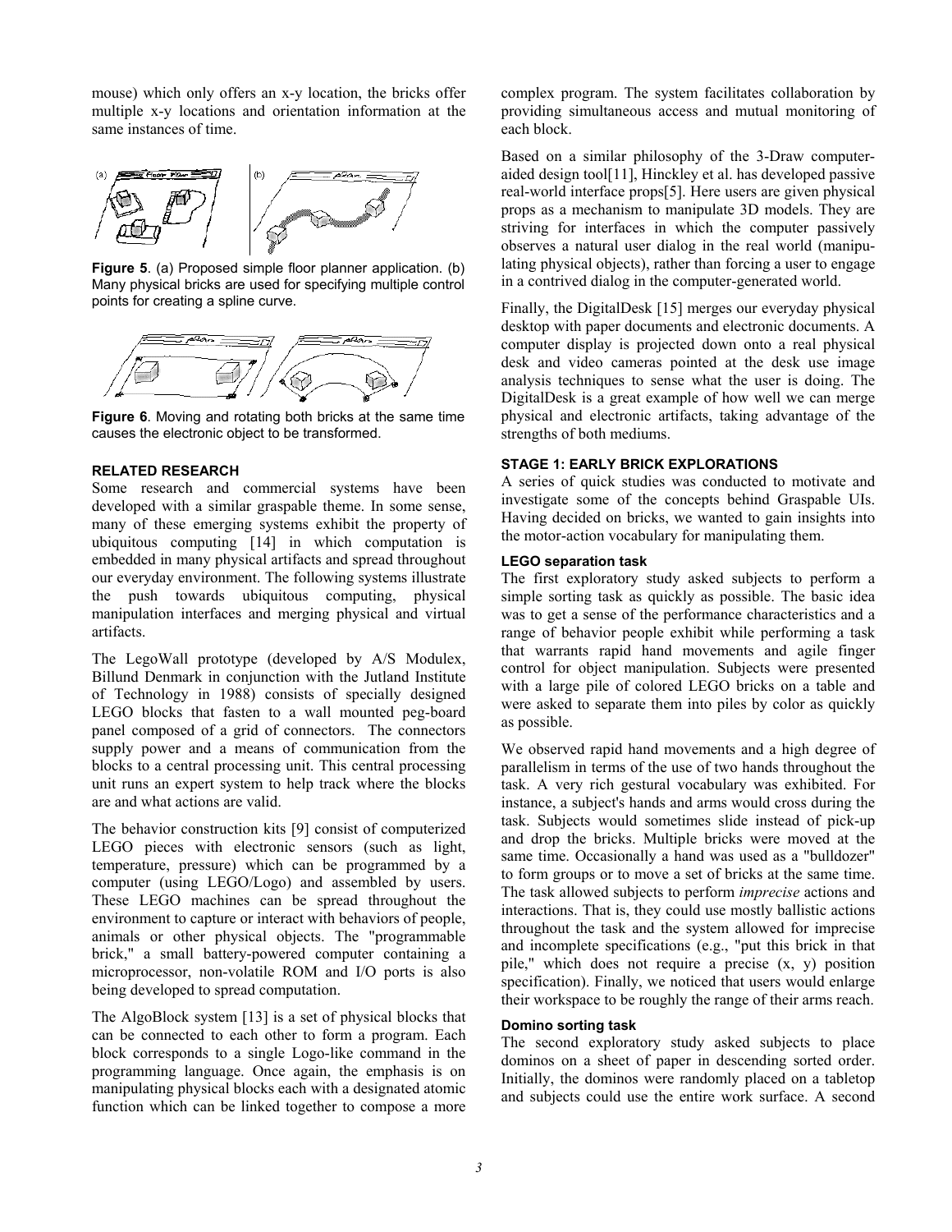mouse) which only offers an x-y location, the bricks offer multiple x-y locations and orientation information at the same instances of time.

**Figure 5**. (a) Proposed simple floor planner application. (b) Many physical bricks are used for specifying multiple control points for creating a spline curve.

**Figure 6**. Moving and rotating both bricks at the same time causes the electronic object to be transformed.

## RELATED RESEARCH

Some research and commercial systems have been developed with a similar graspable theme. In some sense, many of these emerging systems exhibit the property of ubiquitous computing [14] in which computation is embedded in many physical artifacts and spread throughout our everyday environment. The following systems illustrate the push towards ubiquitous computing, physical manipulation interfaces and merging physical and virtual artifacts.

The LegoWall prototype (developed by A/S Modulex, Billund Denmark in conjunction with the Jutland Institute of Technology in 1988) consists of specially designed LEGO blocks that fasten to a wall mounted peg-board panel composed of a grid of connectors. The connectors supply power and a means of communication from the blocks to a central processing unit. This central processing unit runs an expert system to help track where the blocks are and what actions are valid.

The behavior construction kits [9] consist of computerized LEGO pieces with electronic sensors (such as light, temperature, pressure) which can be programmed by a computer (using LEGO/Logo) and assembled by users. These LEGO machines can be spread throughout the environment to capture or interact with behaviors of people, animals or other physical objects. The "programmable brick," a small battery-powered computer containing a microprocessor, non-volatile ROM and I/O ports is also being developed to spread computation.

The AlgoBlock system [13] is a set of physical blocks that can be connected to each other to form a program. Each block corresponds to a single Logo-like command in the programming language. Once again, the emphasis is on manipulating physical blocks each with a designated atomic function which can be linked together to compose a more complex program. The system facilitates collaboration by providing simultaneous access and mutual monitoring of each block.

Based on a similar philosophy of the 3-Draw computer-aided design tool[11], Hinckley et al. has developed passive real-world interface props[5]. Here users are given physical props as a mechanism to manipulate 3D models. They are striving for interfaces in which the computer passively observes a natural user dialog in the real world (manipulating physical objects), rather than forcing a user to engage in a contrived dialog in the computer-generated world.

Finally, the DigitalDesk [15] merges our everyday physical desktop with paper documents and electronic documents. A computer display is projected down onto a real physical desk and video cameras pointed at the desk use image analysis techniques to sense what the user is doing. The DigitalDesk is a great example of how well we can merge physical and electronic artifacts, taking advantage of the strengths of both mediums.

## STAGE 1: EARLY BRICK EXPLORATIONS

A series of quick studies was conducted to motivate and investigate some of the concepts behind Graspable UIs. Having decided on bricks, we wanted to gain insights into the motor-action vocabulary for manipulating them.

### LEGO separation task

The first exploratory study asked subjects to perform a simple sorting task as quickly as possible. The basic idea was to get a sense of the performance characteristics and a range of behavior people exhibit while performing a task that warrants rapid hand movements and agile finger control for object manipulation. Subjects were presented with a large pile of colored LEGO bricks on a table and were asked to separate them into piles by color as quickly as possible.

We observed rapid hand movements and a high degree of parallelism in terms of the use of two hands throughout the task. A very rich gestural vocabulary was exhibited. For instance, a subject's hands and arms would cross during the task. Subjects would sometimes slide instead of pick-up and drop the bricks. Multiple bricks were moved at the same time. Occasionally a hand was used as a "bulldozer" to form groups or to move a set of bricks at the same time. The task allowed subjects to perform *imprecise* actions and interactions. That is, they could use mostly ballistic actions throughout the task and the system allowed for imprecise and incomplete specifications (e.g., "put this brick in that pile," which does not require a precise (x, y) position specification). Finally, we noticed that users would enlarge their workspace to be roughly the range of their arms reach.

### Domino sorting task

The second exploratory study asked subjects to place dominos on a sheet of paper in descending sorted order. Initially, the dominos were randomly placed on a tabletop and subjects could use the entire work surface. A second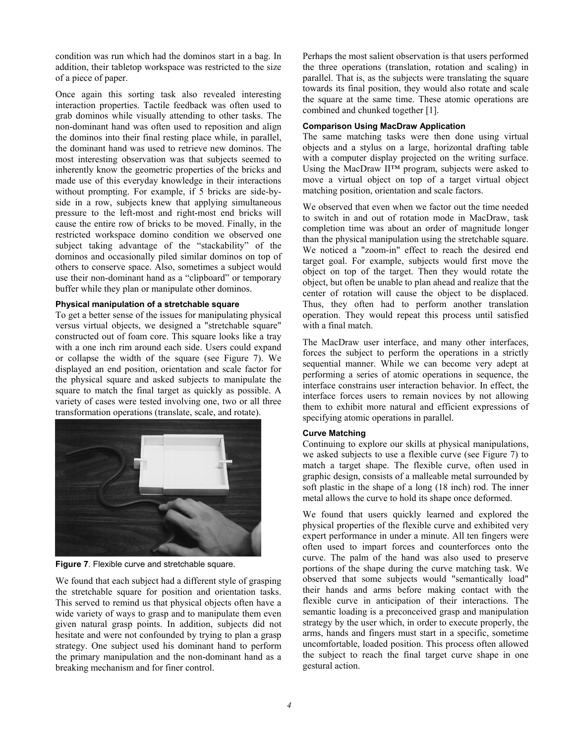condition was run which had the dominos start in a bag. In addition, their tabletop workspace was restricted to the size of a piece of paper.

Once again this sorting task also revealed interesting interaction properties. Tactile feedback was often used to grab dominos while visually attending to other tasks. The non-dominant hand was often used to reposition and align the dominos into their final resting place while, in parallel, the dominant hand was used to retrieve new dominos. The most interesting observation was that subjects seemed to inherently know the geometric properties of the bricks and made use of this everyday knowledge in their interactions without prompting. For example, if 5 bricks are side-by-side in a row, subjects knew that applying simultaneous pressure to the left-most and right-most end bricks will cause the entire row of bricks to be moved. Finally, in the restricted workspace domino condition we observed one subject taking advantage of the "stackability" of the dominos and occasionally piled similar dominos on top of others to conserve space. Also, sometimes a subject would use their non-dominant hand as a "clipboard" or temporary buffer while they plan or manipulate other dominos.

#### Physical manipulation of a stretchable square

To get a better sense of the issues for manipulating physical versus virtual objects, we designed a "stretchable square" constructed out of foam core. This square looks like a tray with a one inch rim around each side. Users could expand or collapse the width of the square (see Figure 7). We displayed an end position, orientation and scale factor for the physical square and asked subjects to manipulate the square to match the final target as quickly as possible. A variety of cases were tested involving one, two or all three transformation operations (translate, scale, and rotate).

**Figure 7**. Flexible curve and stretchable square.

We found that each subject had a different style of grasping the stretchable square for position and orientation tasks. This served to remind us that physical objects often have a wide variety of ways to grasp and to manipulate them even given natural grasp points. In addition, subjects did not hesitate and were not confounded by trying to plan a grasp strategy. One subject used his dominant hand to perform the primary manipulation and the non-dominant hand as a breaking mechanism and for finer control.

Perhaps the most salient observation is that users performed the three operations (translation, rotation and scaling) in parallel. That is, as the subjects were translating the square towards its final position, they would also rotate and scale the square at the same time. These atomic operations are combined and chunked together [1].

#### Comparison Using MacDraw Application

The same matching tasks were then done using virtual objects and a stylus on a large, horizontal drafting table with a computer display projected on the writing surface. Using the MacDraw II™ program, subjects were asked to move a virtual object on top of a target virtual object matching position, orientation and scale factors.

We observed that even when we factor out the time needed to switch in and out of rotation mode in MacDraw, task completion time was about an order of magnitude longer than the physical manipulation using the stretchable square. We noticed a "zoom-in" effect to reach the desired end target goal. For example, subjects would first move the object on top of the target. Then they would rotate the object, but often be unable to plan ahead and realize that the center of rotation will cause the object to be displaced. Thus, they often had to perform another translation operation. They would repeat this process until satisfied with a final match.

The MacDraw user interface, and many other interfaces, forces the subject to perform the operations in a strictly sequential manner. While we can become very adept at performing a series of atomic operations in sequence, the interface constrains user interaction behavior. In effect, the interface forces users to remain novices by not allowing them to exhibit more natural and efficient expressions of specifying atomic operations in parallel.

#### Curve Matching

Continuing to explore our skills at physical manipulations, we asked subjects to use a flexible curve (see Figure 7) to match a target shape. The flexible curve, often used in graphic design, consists of a malleable metal surrounded by soft plastic in the shape of a long (18 inch) rod. The inner metal allows the curve to hold its shape once deformed.

We found that users quickly learned and explored the physical properties of the flexible curve and exhibited very expert performance in under a minute. All ten fingers were often used to impart forces and counterforces onto the curve. The palm of the hand was also used to preserve portions of the shape during the curve matching task. We observed that some subjects would "semantically load" their hands and arms before making contact with the flexible curve in anticipation of their interactions. The semantic loading is a preconceived grasp and manipulation strategy by the user which, in order to execute properly, the arms, hands and fingers must start in a specific, sometime uncomfortable, loaded position. This process often allowed the subject to reach the final target curve shape in one gestural action.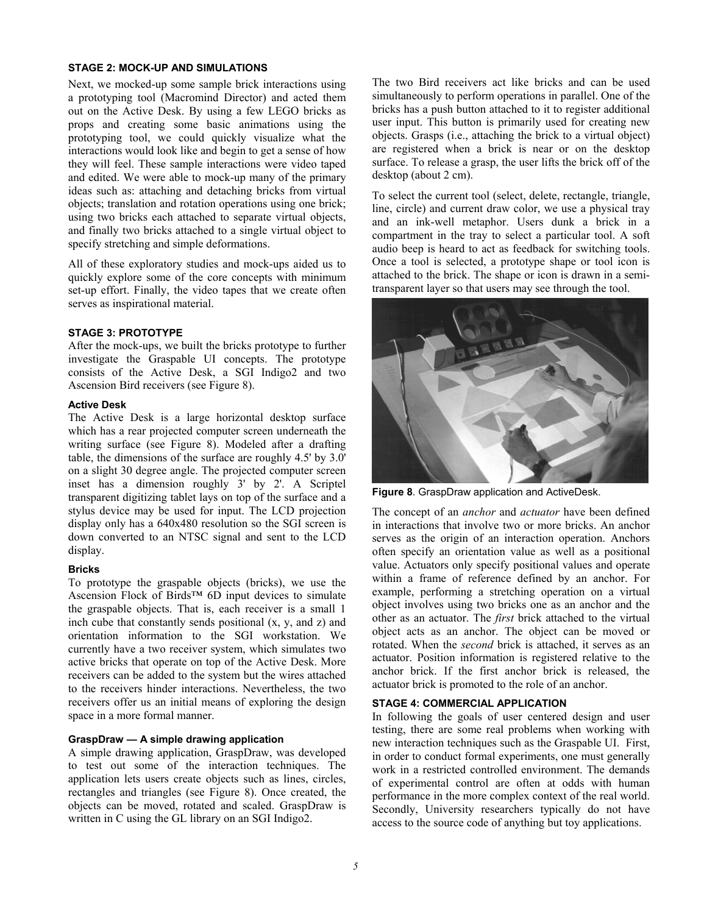### STAGE 2: MOCK-UP AND SIMULATIONS

Next, we mocked-up some sample brick interactions using a prototyping tool (Macromind Director) and acted them out on the Active Desk. By using a few LEGO bricks as props and creating some basic animations using the prototyping tool, we could quickly visualize what the interactions would look like and begin to get a sense of how they will feel. These sample interactions were video taped and edited. We were able to mock-up many of the primary ideas such as: attaching and detaching bricks from virtual objects; translation and rotation operations using one brick; using two bricks each attached to separate virtual objects, and finally two bricks attached to a single virtual object to specify stretching and simple deformations.

All of these exploratory studies and mock-ups aided us to quickly explore some of the core concepts with minimum set-up effort. Finally, the video tapes that we create often serves as inspirational material.

### STAGE 3: PROTOTYPE

After the mock-ups, we built the bricks prototype to further investigate the Graspable UI concepts. The prototype consists of the Active Desk, a SGI Indigo2 and two Ascension Bird receivers (see Figure 8).

#### Active Desk

The Active Desk is a large horizontal desktop surface which has a rear projected computer screen underneath the writing surface (see Figure 8). Modeled after a drafting table, the dimensions of the surface are roughly 4.5' by 3.0' on a slight 30 degree angle. The projected computer screen inset has a dimension roughly 3' by 2'. A Scriptel transparent digitizing tablet lays on top of the surface and a stylus device may be used for input. The LCD projection display only has a 640x480 resolution so the SGI screen is down converted to an NTSC signal and sent to the LCD display.

#### Bricks

To prototype the graspable objects (bricks), we use the Ascension Flock of Birds™ 6D input devices to simulate the graspable objects. That is, each receiver is a small 1 inch cube that constantly sends positional (x, y, and z) and orientation information to the SGI workstation. We currently have a two receiver system, which simulates two active bricks that operate on top of the Active Desk. More receivers can be added to the system but the wires attached to the receivers hinder interactions. Nevertheless, the two receivers offer us an initial means of exploring the design space in a more formal manner.

#### GraspDraw — A simple drawing application

A simple drawing application, GraspDraw, was developed to test out some of the interaction techniques. The application lets users create objects such as lines, circles, rectangles and triangles (see Figure 8). Once created, the objects can be moved, rotated and scaled. GraspDraw is written in C using the GL library on an SGI Indigo2.

The two Bird receivers act like bricks and can be used simultaneously to perform operations in parallel. One of the bricks has a push button attached to it to register additional user input. This button is primarily used for creating new objects. Grasps (i.e., attaching the brick to a virtual object) are registered when a brick is near or on the desktop surface. To release a grasp, the user lifts the brick off of the desktop (about 2 cm).

To select the current tool (select, delete, rectangle, triangle, line, circle) and current draw color, we use a physical tray and an ink-well metaphor. Users dunk a brick in a compartment in the tray to select a particular tool. A soft audio beep is heard to act as feedback for switching tools. Once a tool is selected, a prototype shape or tool icon is attached to the brick. The shape or icon is drawn in a semi-transparent layer so that users may see through the tool.

**Figure 8**. GraspDraw application and ActiveDesk.

The concept of an *anchor* and *actuator* have been defined in interactions that involve two or more bricks. An anchor serves as the origin of an interaction operation. Anchors often specify an orientation value as well as a positional value. Actuators only specify positional values and operate within a frame of reference defined by an anchor. For example, performing a stretching operation on a virtual object involves using two bricks one as an anchor and the other as an actuator. The *first* brick attached to the virtual object acts as an anchor. The object can be moved or rotated. When the *second* brick is attached, it serves as an actuator. Position information is registered relative to the anchor brick. If the first anchor brick is released, the actuator brick is promoted to the role of an anchor.

### STAGE 4: COMMERCIAL APPLICATION

In following the goals of user centered design and user testing, there are some real problems when working with new interaction techniques such as the Graspable UI. First, in order to conduct formal experiments, one must generally work in a restricted controlled environment. The demands of experimental control are often at odds with human performance in the more complex context of the real world. Secondly, University researchers typically do not have access to the source code of anything but toy applications.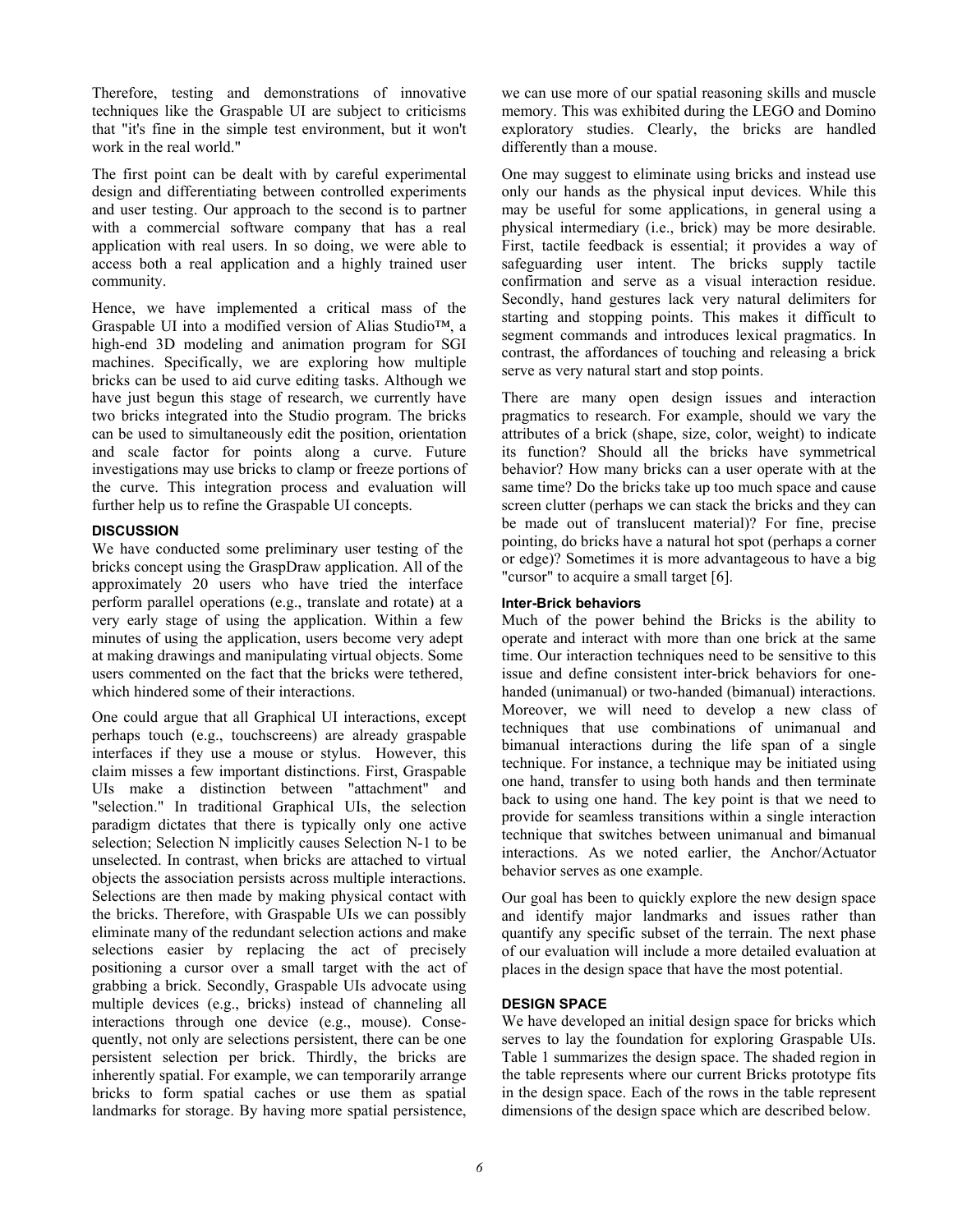Therefore, testing and demonstrations of innovative techniques like the Graspable UI are subject to criticisms that "it's fine in the simple test environment, but it won't work in the real world."

The first point can be dealt with by careful experimental design and differentiating between controlled experiments and user testing. Our approach to the second is to partner with a commercial software company that has a real application with real users. In so doing, we were able to access both a real application and a highly trained user community.

Hence, we have implemented a critical mass of the Graspable UI into a modified version of Alias Studio™, a high-end 3D modeling and animation program for SGI machines. Specifically, we are exploring how multiple bricks can be used to aid curve editing tasks. Although we have just begun this stage of research, we currently have two bricks integrated into the Studio program. The bricks can be used to simultaneously edit the position, orientation and scale factor for points along a curve. Future investigations may use bricks to clamp or freeze portions of the curve. This integration process and evaluation will further help us to refine the Graspable UI concepts.

## DISCUSSION

We have conducted some preliminary user testing of the bricks concept using the GraspDraw application. All of the approximately 20 users who have tried the interface perform parallel operations (e.g., translate and rotate) at a very early stage of using the application. Within a few minutes of using the application, users become very adept at making drawings and manipulating virtual objects. Some users commented on the fact that the bricks were tethered, which hindered some of their interactions.

One could argue that all Graphical UI interactions, except perhaps touch (e.g., touchscreens) are already graspable interfaces if they use a mouse or stylus. However, this claim misses a few important distinctions. First, Graspable UIs make a distinction between "attachment" and "selection." In traditional Graphical UIs, the selection paradigm dictates that there is typically only one active selection; Selection N implicitly causes Selection N-1 to be unselected. In contrast, when bricks are attached to virtual objects the association persists across multiple interactions. Selections are then made by making physical contact with the bricks. Therefore, with Graspable UIs we can possibly eliminate many of the redundant selection actions and make selections easier by replacing the act of precisely positioning a cursor over a small target with the act of grabbing a brick. Secondly, Graspable UIs advocate using multiple devices (e.g., bricks) instead of channeling all interactions through one device (e.g., mouse). Consequently, not only are selections persistent, there can be one persistent selection per brick. Thirdly, the bricks are inherently spatial. For example, we can temporarily arrange bricks to form spatial caches or use them as spatial landmarks for storage. By having more spatial persistence, we can use more of our spatial reasoning skills and muscle memory. This was exhibited during the LEGO and Domino exploratory studies. Clearly, the bricks are handled differently than a mouse.

One may suggest to eliminate using bricks and instead use only our hands as the physical input devices. While this may be useful for some applications, in general using a physical intermediary (i.e., brick) may be more desirable. First, tactile feedback is essential; it provides a way of safeguarding user intent. The bricks supply tactile confirmation and serve as a visual interaction residue. Secondly, hand gestures lack very natural delimiters for starting and stopping points. This makes it difficult to segment commands and introduces lexical pragmatics. In contrast, the affordances of touching and releasing a brick serve as very natural start and stop points.

There are many open design issues and interaction pragmatics to research. For example, should we vary the attributes of a brick (shape, size, color, weight) to indicate its function? Should all the bricks have symmetrical behavior? How many bricks can a user operate with at the same time? Do the bricks take up too much space and cause screen clutter (perhaps we can stack the bricks and they can be made out of translucent material)? For fine, precise pointing, do bricks have a natural hot spot (perhaps a corner or edge)? Sometimes it is more advantageous to have a big "cursor" to acquire a small target [6].

### Inter-Brick behaviors

Much of the power behind the Bricks is the ability to operate and interact with more than one brick at the same time. Our interaction techniques need to be sensitive to this issue and define consistent inter-brick behaviors for one-handed (unimanual) or two-handed (bimanual) interactions. Moreover, we will need to develop a new class of techniques that use combinations of unimanual and bimanual interactions during the life span of a single technique. For instance, a technique may be initiated using one hand, transfer to using both hands and then terminate back to using one hand. The key point is that we need to provide for seamless transitions within a single interaction technique that switches between unimanual and bimanual interactions. As we noted earlier, the Anchor/Actuator behavior serves as one example.

Our goal has been to quickly explore the new design space and identify major landmarks and issues rather than quantify any specific subset of the terrain. The next phase of our evaluation will include a more detailed evaluation at places in the design space that have the most potential.

## DESIGN SPACE

We have developed an initial design space for bricks which serves to lay the foundation for exploring Graspable UIs. Table 1 summarizes the design space. The shaded region in the table represents where our current Bricks prototype fits in the design space. Each of the rows in the table represent dimensions of the design space which are described below.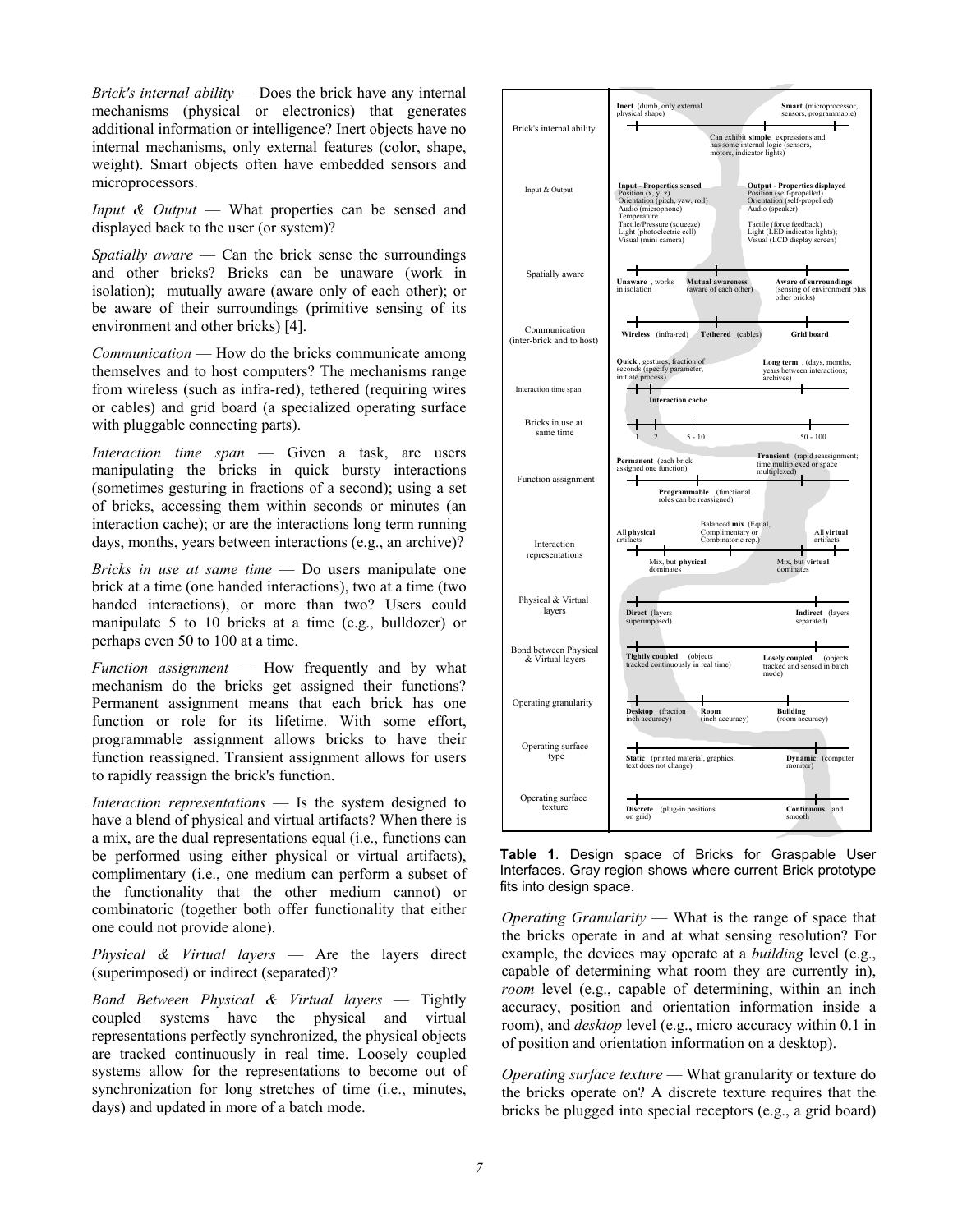*Brick's internal ability* — Does the brick have any internal mechanisms (physical or electronics) that generates additional information or intelligence? Inert objects have no internal mechanisms, only external features (color, shape, weight). Smart objects often have embedded sensors and microprocessors.

*Input & Output* — What properties can be sensed and displayed back to the user (or system)?

*Spatially aware* — Can the brick sense the surroundings and other bricks? Bricks can be unaware (work in isolation); mutually aware (aware only of each other); or be aware of their surroundings (primitive sensing of its environment and other bricks) [4].

*Communication* — How do the bricks communicate among themselves and to host computers? The mechanisms range from wireless (such as infra-red), tethered (requiring wires or cables) and grid board (a specialized operating surface with pluggable connecting parts).

*Interaction time span* — Given a task, are users manipulating the bricks in quick bursty interactions (sometimes gesturing in fractions of a second); using a set of bricks, accessing them within seconds or minutes (an interaction cache); or are the interactions long term running days, months, years between interactions (e.g., an archive)?

*Bricks in use at same time* — Do users manipulate one brick at a time (one handed interactions), two at a time (two handed interactions), or more than two? Users could manipulate 5 to 10 bricks at a time (e.g., bulldozer) or perhaps even 50 to 100 at a time.

*Function assignment* — How frequently and by what mechanism do the bricks get assigned their functions? Permanent assignment means that each brick has one function or role for its lifetime. With some effort, programmable assignment allows bricks to have their function reassigned. Transient assignment allows for users to rapidly reassign the brick's function.

*Interaction representations* — Is the system designed to have a blend of physical and virtual artifacts? When there is a mix, are the dual representations equal (i.e., functions can be performed using either physical or virtual artifacts), complimentary (i.e., one medium can perform a subset of the functionality that the other medium cannot) or combinatoric (together both offer functionality that either one could not provide alone).

*Physical & Virtual layers* — Are the layers direct (superimposed) or indirect (separated)?

*Bond Between Physical & Virtual layers* — Tightly coupled systems have the physical and virtual representations perfectly synchronized, the physical objects are tracked continuously in real time. Loosely coupled systems allow for the representations to become out of synchronization for long stretches of time (i.e., minutes, days) and updated in more of a batch mode.

| Dimension | Design space |
|---|---|
| Brick's internal ability | **Inert** (dumb, only external physical shape) — Can exhibit **simple** expressions and has some internal logic (sensors, motors, indicator lights) — **Smart** (microprocessor, sensors, programmable) |
| Input & Output | **Input - Properties sensed**: Position (x, y, z); Orientation (pitch, yaw, roll); Audio (microphone); Temperature; Tactile/Pressure (squeeze); Light (photoelectric cell); Visual (mini camera). **Output - Properties displayed**: Position (self-propelled); Orientation (self-propelled); Audio (speaker); Tactile (force feedback); Light (LED indicator lights); Visual (LCD display screen) |
| Spatially aware | **Unaware**, works in isolation — **Mutual awareness** (aware of each other) — **Aware of surroundings** (sensing of environment plus other bricks) |
| Communication (inter-brick and to host) | **Wireless** (infra-red) — **Tethered** (cables) — **Grid board** |
| Interaction time span | **Quick**, gestures, fraction of seconds (specify parameter, initiate process) — **Interaction cache** — **Long term**, (days, months, years between interactions; archives) |
| Bricks in use at same time | 1 — 2 — 5 - 10 — 50 - 100 |
| Function assignment | **Permanent** (each brick assigned one function) — **Programmable** (functional roles can be reassigned) — **Transient** (rapid reassignment; time multiplexed or space multiplexed) |
| Interaction representations | All **physical** artifacts — Mix, but **physical** dominates — Balanced **mix** (Equal, Complimentary or Combinatoric rep.) — Mix, but **virtual** dominates — All **virtual** artifacts |
| Physical & Virtual layers | **Direct** (layers superimposed) — **Indirect** (layers separated) |
| Bond between Physical & Virtual layers | **Tightly coupled** (objects tracked continuously in real time) — **Losely coupled** (objects tracked and sensed in batch mode) |
| Operating granularity | **Desktop** (fraction inch accuracy) — **Room** (inch accuracy) — **Building** (room accuracy) |
| Operating surface type | **Static** (printed material, graphics, text does not change) — **Dynamic** (computer monitor) |
| Operating surface texture | **Discrete** (plug-in positions on grid) — **Continuous** and smooth |

**Table 1**. Design space of Bricks for Graspable User Interfaces. Gray region shows where current Brick prototype fits into design space.

*Operating Granularity* — What is the range of space that the bricks operate in and at what sensing resolution? For example, the devices may operate at a *building* level (e.g., capable of determining what room they are currently in), *room* level (e.g., capable of determining, within an inch accuracy, position and orientation information inside a room), and *desktop* level (e.g., micro accuracy within 0.1 in of position and orientation information on a desktop).

*Operating surface texture* — What granularity or texture do the bricks operate on? A discrete texture requires that the bricks be plugged into special receptors (e.g., a grid board)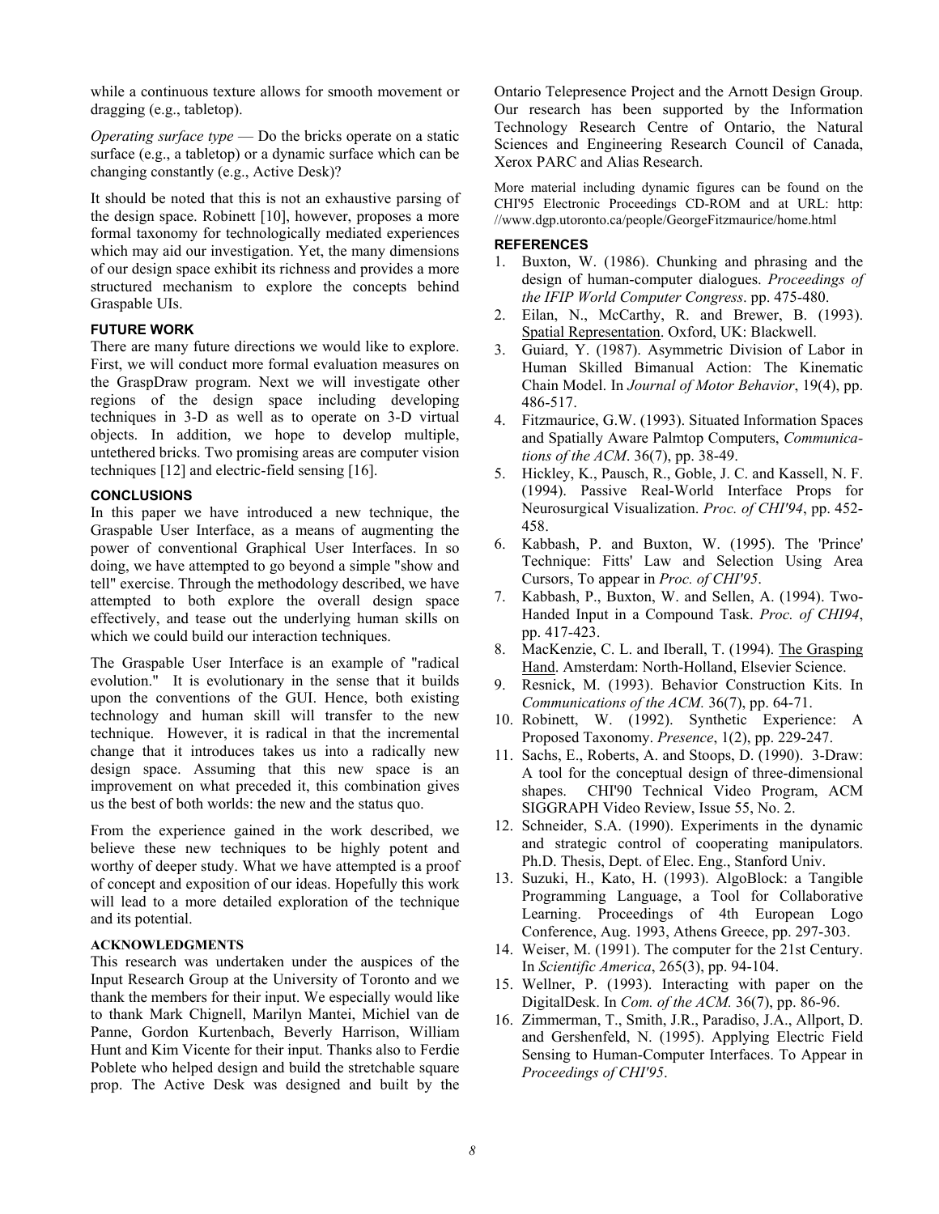while a continuous texture allows for smooth movement or dragging (e.g., tabletop).

*Operating surface type* — Do the bricks operate on a static surface (e.g., a tabletop) or a dynamic surface which can be changing constantly (e.g., Active Desk)?

It should be noted that this is not an exhaustive parsing of the design space. Robinett [10], however, proposes a more formal taxonomy for technologically mediated experiences which may aid our investigation. Yet, the many dimensions of our design space exhibit its richness and provides a more structured mechanism to explore the concepts behind Graspable UIs.

## FUTURE WORK

There are many future directions we would like to explore. First, we will conduct more formal evaluation measures on the GraspDraw program. Next we will investigate other regions of the design space including developing techniques in 3-D as well as to operate on 3-D virtual objects. In addition, we hope to develop multiple, untethered bricks. Two promising areas are computer vision techniques [12] and electric-field sensing [16].

## CONCLUSIONS

In this paper we have introduced a new technique, the Graspable User Interface, as a means of augmenting the power of conventional Graphical User Interfaces. In so doing, we have attempted to go beyond a simple "show and tell" exercise. Through the methodology described, we have attempted to both explore the overall design space effectively, and tease out the underlying human skills on which we could build our interaction techniques.

The Graspable User Interface is an example of "radical evolution." It is evolutionary in the sense that it builds upon the conventions of the GUI. Hence, both existing technology and human skill will transfer to the new technique. However, it is radical in that the incremental change that it introduces takes us into a radically new design space. Assuming that this new space is an improvement on what preceded it, this combination gives us the best of both worlds: the new and the status quo.

From the experience gained in the work described, we believe these new techniques to be highly potent and worthy of deeper study. What we have attempted is a proof of concept and exposition of our ideas. Hopefully this work will lead to a more detailed exploration of the technique and its potential.

## ACKNOWLEDGMENTS

This research was undertaken under the auspices of the Input Research Group at the University of Toronto and we thank the members for their input. We especially would like to thank Mark Chignell, Marilyn Mantei, Michiel van de Panne, Gordon Kurtenbach, Beverly Harrison, William Hunt and Kim Vicente for their input. Thanks also to Ferdie Poblete who helped design and build the stretchable square prop. The Active Desk was designed and built by the Ontario Telepresence Project and the Arnott Design Group. Our research has been supported by the Information Technology Research Centre of Ontario, the Natural Sciences and Engineering Research Council of Canada, Xerox PARC and Alias Research.

More material including dynamic figures can be found on the CHI'95 Electronic Proceedings CD-ROM and at URL: http://www.dgp.utoronto.ca/people/GeorgeFitzmaurice/home.html

## REFERENCES

1. Buxton, W. (1986). Chunking and phrasing and the design of human-computer dialogues. *Proceedings of the IFIP World Computer Congress*. pp. 475-480.
2. Eilan, N., McCarthy, R. and Brewer, B. (1993). Spatial Representation. Oxford, UK: Blackwell.
3. Guiard, Y. (1987). Asymmetric Division of Labor in Human Skilled Bimanual Action: The Kinematic Chain Model. In *Journal of Motor Behavior*, 19(4), pp. 486-517.
4. Fitzmaurice, G.W. (1993). Situated Information Spaces and Spatially Aware Palmtop Computers, *Communications of the ACM*. 36(7), pp. 38-49.
5. Hickley, K., Pausch, R., Goble, J. C. and Kassell, N. F. (1994). Passive Real-World Interface Props for Neurosurgical Visualization. *Proc. of CHI'94*, pp. 452-458.
6. Kabbash, P. and Buxton, W. (1995). The 'Prince' Technique: Fitts' Law and Selection Using Area Cursors, To appear in *Proc. of CHI'95*.
7. Kabbash, P., Buxton, W. and Sellen, A. (1994). Two-Handed Input in a Compound Task. *Proc. of CHI94*, pp. 417-423.
8. MacKenzie, C. L. and Iberall, T. (1994). The Grasping Hand. Amsterdam: North-Holland, Elsevier Science.
9. Resnick, M. (1993). Behavior Construction Kits. In *Communications of the ACM.* 36(7), pp. 64-71.
10. Robinett, W. (1992). Synthetic Experience: A Proposed Taxonomy. *Presence*, 1(2), pp. 229-247.
11. Sachs, E., Roberts, A. and Stoops, D. (1990). 3-Draw: A tool for the conceptual design of three-dimensional shapes. CHI'90 Technical Video Program, ACM SIGGRAPH Video Review, Issue 55, No. 2.
12. Schneider, S.A. (1990). Experiments in the dynamic and strategic control of cooperating manipulators. Ph.D. Thesis, Dept. of Elec. Eng., Stanford Univ.
13. Suzuki, H., Kato, H. (1993). AlgoBlock: a Tangible Programming Language, a Tool for Collaborative Learning. Proceedings of 4th European Logo Conference, Aug. 1993, Athens Greece, pp. 297-303.
14. Weiser, M. (1991). The computer for the 21st Century. In *Scientific America*, 265(3), pp. 94-104.
15. Wellner, P. (1993). Interacting with paper on the DigitalDesk. In *Com. of the ACM.* 36(7), pp. 86-96.
16. Zimmerman, T., Smith, J.R., Paradiso, J.A., Allport, D. and Gershenfeld, N. (1995). Applying Electric Field Sensing to Human-Computer Interfaces. To Appear in *Proceedings of CHI'95*.